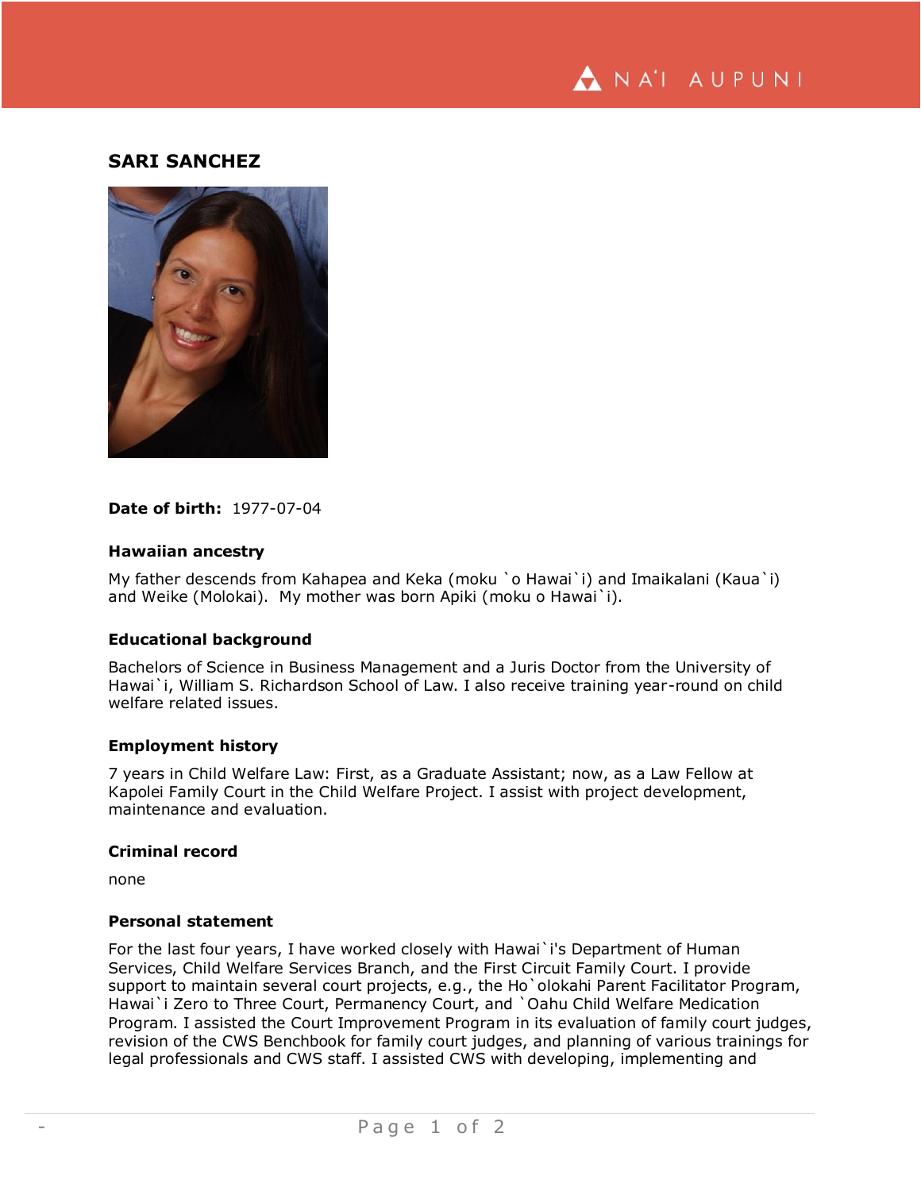# SARI SANCHEZ

**Date of birth:** 1977-07-04

### Hawaiian ancestry

My father descends from Kahapea and Keka (moku `o Hawai`i) and Imaikalani (Kaua`i) and Weike (Molokai). My mother was born Apiki (moku o Hawai`i).

### Educational background

Bachelors of Science in Business Management and a Juris Doctor from the University of Hawai`i, William S. Richardson School of Law. I also receive training year-round on child welfare related issues.

### Employment history

7 years in Child Welfare Law: First, as a Graduate Assistant; now, as a Law Fellow at Kapolei Family Court in the Child Welfare Project. I assist with project development, maintenance and evaluation.

### Criminal record

none

### Personal statement

For the last four years, I have worked closely with Hawai`i's Department of Human Services, Child Welfare Services Branch, and the First Circuit Family Court. I provide support to maintain several court projects, e.g., the Ho`olokahi Parent Facilitator Program, Hawai`i Zero to Three Court, Permanency Court, and `Oahu Child Welfare Medication Program. I assisted the Court Improvement Program in its evaluation of family court judges, revision of the CWS Benchbook for family court judges, and planning of various trainings for legal professionals and CWS staff. I assisted CWS with developing, implementing and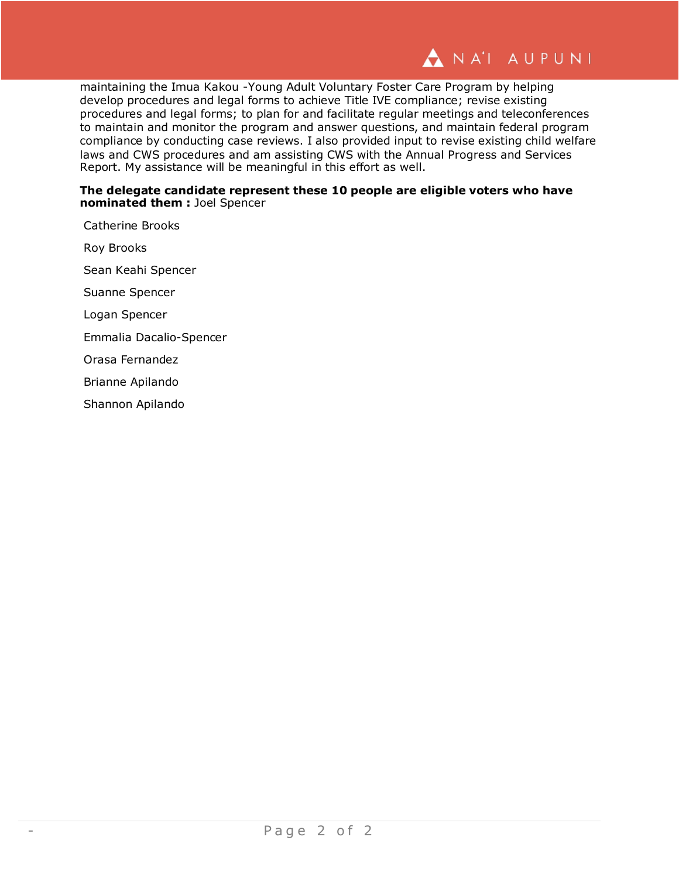maintaining the Imua Kakou -Young Adult Voluntary Foster Care Program by helping develop procedures and legal forms to achieve Title IVE compliance; revise existing procedures and legal forms; to plan for and facilitate regular meetings and teleconferences to maintain and monitor the program and answer questions, and maintain federal program compliance by conducting case reviews. I also provided input to revise existing child welfare laws and CWS procedures and am assisting CWS with the Annual Progress and Services Report. My assistance will be meaningful in this effort as well.

**The delegate candidate represent these 10 people are eligible voters who have nominated them :** Joel Spencer

Catherine Brooks

Roy Brooks

Sean Keahi Spencer

Suanne Spencer

Logan Spencer

Emmalia Dacalio-Spencer

Orasa Fernandez

Brianne Apilando

Shannon Apilando